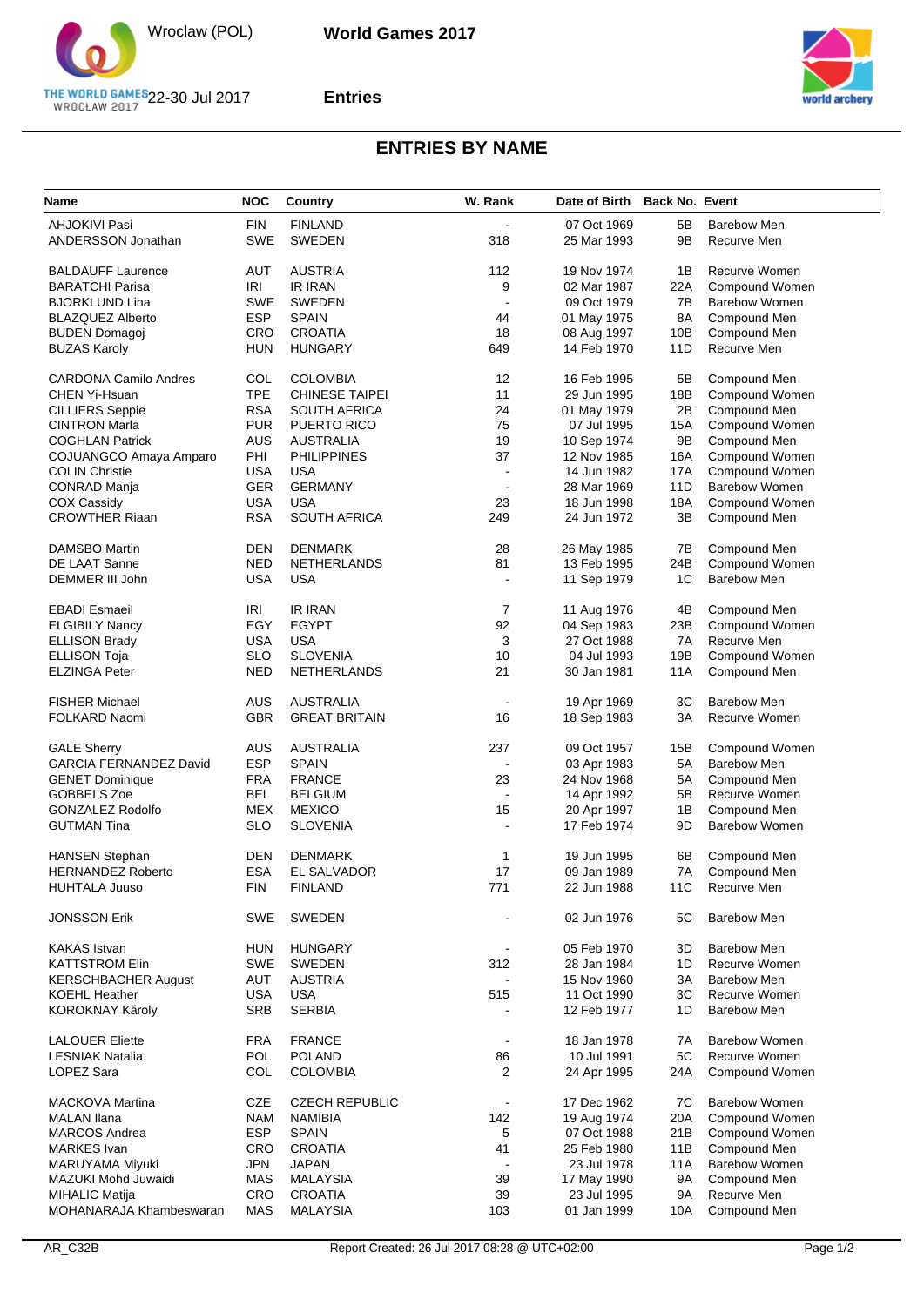World Games 2017

Wroclaw (POL)

22-30 Jul 2017

Entries

## ENTRIES BY NAME

| Name | NOC | Country | W. Rank | Date of Birth | Back No. | Event |
|---|---|---|---|---|---|---|
| AHJOKIVI Pasi | FIN | FINLAND | - | 07 Oct 1969 | 5B | Barebow Men |
| ANDERSSON Jonathan | SWE | SWEDEN | 318 | 25 Mar 1993 | 9B | Recurve Men |
| BALDAUFF Laurence | AUT | AUSTRIA | 112 | 19 Nov 1974 | 1B | Recurve Women |
| BARATCHI Parisa | IRI | IR IRAN | 9 | 02 Mar 1987 | 22A | Compound Women |
| BJORKLUND Lina | SWE | SWEDEN | - | 09 Oct 1979 | 7B | Barebow Women |
| BLAZQUEZ Alberto | ESP | SPAIN | 44 | 01 May 1975 | 8A | Compound Men |
| BUDEN Domagoj | CRO | CROATIA | 18 | 08 Aug 1997 | 10B | Compound Men |
| BUZAS Karoly | HUN | HUNGARY | 649 | 14 Feb 1970 | 11D | Recurve Men |
| CARDONA Camilo Andres | COL | COLOMBIA | 12 | 16 Feb 1995 | 5B | Compound Men |
| CHEN Yi-Hsuan | TPE | CHINESE TAIPEI | 11 | 29 Jun 1995 | 18B | Compound Women |
| CILLIERS Seppie | RSA | SOUTH AFRICA | 24 | 01 May 1979 | 2B | Compound Men |
| CINTRON Marla | PUR | PUERTO RICO | 75 | 07 Jul 1995 | 15A | Compound Women |
| COGHLAN Patrick | AUS | AUSTRALIA | 19 | 10 Sep 1974 | 9B | Compound Men |
| COJUANGCO Amaya Amparo | PHI | PHILIPPINES | 37 | 12 Nov 1985 | 16A | Compound Women |
| COLIN Christie | USA | USA | - | 14 Jun 1982 | 17A | Compound Women |
| CONRAD Manja | GER | GERMANY | - | 28 Mar 1969 | 11D | Barebow Women |
| COX Cassidy | USA | USA | 23 | 18 Jun 1998 | 18A | Compound Women |
| CROWTHER Riaan | RSA | SOUTH AFRICA | 249 | 24 Jun 1972 | 3B | Compound Men |
| DAMSBO Martin | DEN | DENMARK | 28 | 26 May 1985 | 7B | Compound Men |
| DE LAAT Sanne | NED | NETHERLANDS | 81 | 13 Feb 1995 | 24B | Compound Women |
| DEMMER III John | USA | USA | - | 11 Sep 1979 | 1C | Barebow Men |
| EBADI Esmaeil | IRI | IR IRAN | 7 | 11 Aug 1976 | 4B | Compound Men |
| ELGIBILY Nancy | EGY | EGYPT | 92 | 04 Sep 1983 | 23B | Compound Women |
| ELLISON Brady | USA | USA | 3 | 27 Oct 1988 | 7A | Recurve Men |
| ELLISON Toja | SLO | SLOVENIA | 10 | 04 Jul 1993 | 19B | Compound Women |
| ELZINGA Peter | NED | NETHERLANDS | 21 | 30 Jan 1981 | 11A | Compound Men |
| FISHER Michael | AUS | AUSTRALIA | - | 19 Apr 1969 | 3C | Barebow Men |
| FOLKARD Naomi | GBR | GREAT BRITAIN | 16 | 18 Sep 1983 | 3A | Recurve Women |
| GALE Sherry | AUS | AUSTRALIA | 237 | 09 Oct 1957 | 15B | Compound Women |
| GARCIA FERNANDEZ David | ESP | SPAIN | - | 03 Apr 1983 | 5A | Barebow Men |
| GENET Dominique | FRA | FRANCE | 23 | 24 Nov 1968 | 5A | Compound Men |
| GOBBELS Zoe | BEL | BELGIUM | - | 14 Apr 1992 | 5B | Recurve Women |
| GONZALEZ Rodolfo | MEX | MEXICO | 15 | 20 Apr 1997 | 1B | Compound Men |
| GUTMAN Tina | SLO | SLOVENIA | - | 17 Feb 1974 | 9D | Barebow Women |
| HANSEN Stephan | DEN | DENMARK | 1 | 19 Jun 1995 | 6B | Compound Men |
| HERNANDEZ Roberto | ESA | EL SALVADOR | 17 | 09 Jan 1989 | 7A | Compound Men |
| HUHTALA Juuso | FIN | FINLAND | 771 | 22 Jun 1988 | 11C | Recurve Men |
| JONSSON Erik | SWE | SWEDEN | - | 02 Jun 1976 | 5C | Barebow Men |
| KAKAS Istvan | HUN | HUNGARY | - | 05 Feb 1970 | 3D | Barebow Men |
| KATTSTROM Elin | SWE | SWEDEN | 312 | 28 Jan 1984 | 1D | Recurve Women |
| KERSCHBACHER August | AUT | AUSTRIA | - | 15 Nov 1960 | 3A | Barebow Men |
| KOEHL Heather | USA | USA | 515 | 11 Oct 1990 | 3C | Recurve Women |
| KOROKNAY Károly | SRB | SERBIA | - | 12 Feb 1977 | 1D | Barebow Men |
| LALOUER Eliette | FRA | FRANCE | - | 18 Jan 1978 | 7A | Barebow Women |
| LESNIAK Natalia | POL | POLAND | 86 | 10 Jul 1991 | 5C | Recurve Women |
| LOPEZ Sara | COL | COLOMBIA | 2 | 24 Apr 1995 | 24A | Compound Women |
| MACKOVA Martina | CZE | CZECH REPUBLIC | - | 17 Dec 1962 | 7C | Barebow Women |
| MALAN Ilana | NAM | NAMIBIA | 142 | 19 Aug 1974 | 20A | Compound Women |
| MARCOS Andrea | ESP | SPAIN | 5 | 07 Oct 1988 | 21B | Compound Women |
| MARKES Ivan | CRO | CROATIA | 41 | 25 Feb 1980 | 11B | Compound Men |
| MARUYAMA Miyuki | JPN | JAPAN | - | 23 Jul 1978 | 11A | Barebow Women |
| MAZUKI Mohd Juwaidi | MAS | MALAYSIA | 39 | 17 May 1990 | 9A | Compound Men |
| MIHALIC Matija | CRO | CROATIA | 39 | 23 Jul 1995 | 9A | Recurve Men |
| MOHANARAJA Khambeswaran | MAS | MALAYSIA | 103 | 01 Jan 1999 | 10A | Compound Men |

AR_C32B  Report Created: 26 Jul 2017 08:28 @ UTC+02:00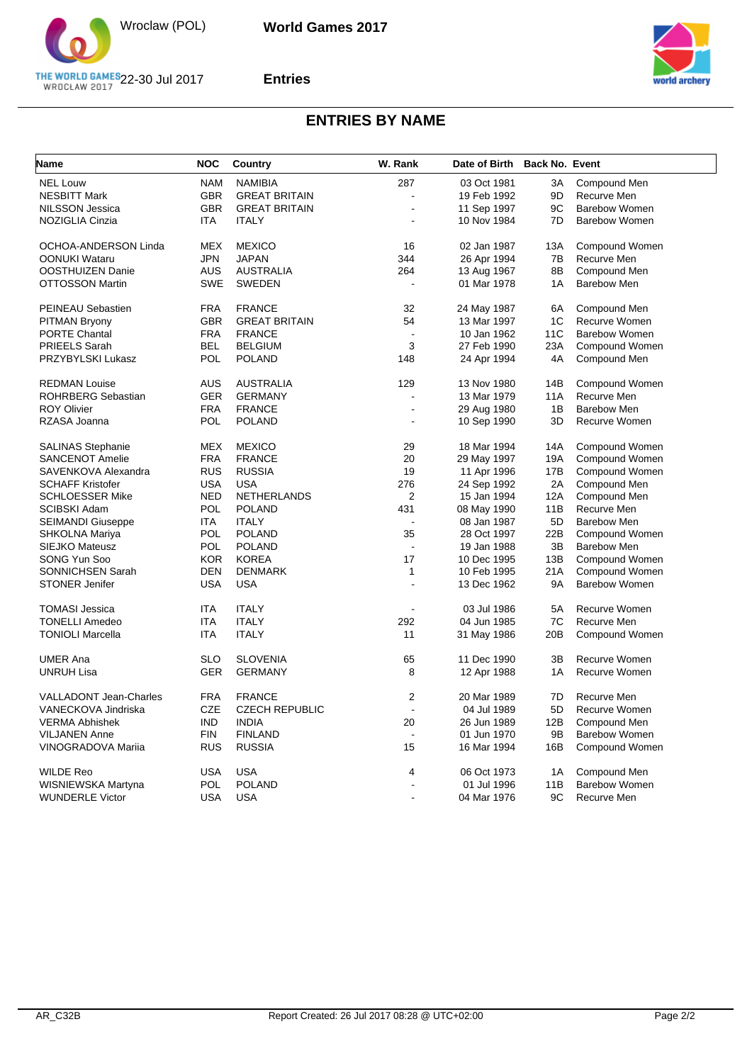# ENTRIES BY NAME

| Name | NOC | Country | W. Rank | Date of Birth | Back No. | Event |
|---|---|---|---|---|---|---|
| NEL Louw | NAM | NAMIBIA | 287 | 03 Oct 1981 | 3A | Compound Men |
| NESBITT Mark | GBR | GREAT BRITAIN | - | 19 Feb 1992 | 9D | Recurve Men |
| NILSSON Jessica | GBR | GREAT BRITAIN | - | 11 Sep 1997 | 9C | Barebow Women |
| NOZIGLIA Cinzia | ITA | ITALY | - | 10 Nov 1984 | 7D | Barebow Women |
| OCHOA-ANDERSON Linda | MEX | MEXICO | 16 | 02 Jan 1987 | 13A | Compound Women |
| OONUKI Wataru | JPN | JAPAN | 344 | 26 Apr 1994 | 7B | Recurve Men |
| OOSTHUIZEN Danie | AUS | AUSTRALIA | 264 | 13 Aug 1967 | 8B | Compound Men |
| OTTOSSON Martin | SWE | SWEDEN | - | 01 Mar 1978 | 1A | Barebow Men |
| PEINEAU Sebastien | FRA | FRANCE | 32 | 24 May 1987 | 6A | Compound Men |
| PITMAN Bryony | GBR | GREAT BRITAIN | 54 | 13 Mar 1997 | 1C | Recurve Women |
| PORTE Chantal | FRA | FRANCE | - | 10 Jan 1962 | 11C | Barebow Women |
| PRIEELS Sarah | BEL | BELGIUM | 3 | 27 Feb 1990 | 23A | Compound Women |
| PRZYBYLSKI Lukasz | POL | POLAND | 148 | 24 Apr 1994 | 4A | Compound Men |
| REDMAN Louise | AUS | AUSTRALIA | 129 | 13 Nov 1980 | 14B | Compound Women |
| ROHRBERG Sebastian | GER | GERMANY | - | 13 Mar 1979 | 11A | Recurve Men |
| ROY Olivier | FRA | FRANCE | - | 29 Aug 1980 | 1B | Barebow Men |
| RZASA Joanna | POL | POLAND | - | 10 Sep 1990 | 3D | Recurve Women |
| SALINAS Stephanie | MEX | MEXICO | 29 | 18 Mar 1994 | 14A | Compound Women |
| SANCENOT Amelie | FRA | FRANCE | 20 | 29 May 1997 | 19A | Compound Women |
| SAVENKOVA Alexandra | RUS | RUSSIA | 19 | 11 Apr 1996 | 17B | Compound Women |
| SCHAFF Kristofer | USA | USA | 276 | 24 Sep 1992 | 2A | Compound Men |
| SCHLOESSER Mike | NED | NETHERLANDS | 2 | 15 Jan 1994 | 12A | Compound Men |
| SCIBSKI Adam | POL | POLAND | 431 | 08 May 1990 | 11B | Recurve Men |
| SEIMANDI Giuseppe | ITA | ITALY | - | 08 Jan 1987 | 5D | Barebow Men |
| SHKOLNA Mariya | POL | POLAND | 35 | 28 Oct 1997 | 22B | Compound Women |
| SIEJKO Mateusz | POL | POLAND | - | 19 Jan 1988 | 3B | Barebow Men |
| SONG Yun Soo | KOR | KOREA | 17 | 10 Dec 1995 | 13B | Compound Women |
| SONNICHSEN Sarah | DEN | DENMARK | 1 | 10 Feb 1995 | 21A | Compound Women |
| STONER Jenifer | USA | USA | - | 13 Dec 1962 | 9A | Barebow Women |
| TOMASI Jessica | ITA | ITALY | - | 03 Jul 1986 | 5A | Recurve Women |
| TONELLI Amedeo | ITA | ITALY | 292 | 04 Jun 1985 | 7C | Recurve Men |
| TONIOLI Marcella | ITA | ITALY | 11 | 31 May 1986 | 20B | Compound Women |
| UMER Ana | SLO | SLOVENIA | 65 | 11 Dec 1990 | 3B | Recurve Women |
| UNRUH Lisa | GER | GERMANY | 8 | 12 Apr 1988 | 1A | Recurve Women |
| VALLADONT Jean-Charles | FRA | FRANCE | 2 | 20 Mar 1989 | 7D | Recurve Men |
| VANECKOVA Jindriska | CZE | CZECH REPUBLIC | - | 04 Jul 1989 | 5D | Recurve Women |
| VERMA Abhishek | IND | INDIA | 20 | 26 Jun 1989 | 12B | Compound Men |
| VILJANEN Anne | FIN | FINLAND | - | 01 Jun 1970 | 9B | Barebow Women |
| VINOGRADOVA Mariia | RUS | RUSSIA | 15 | 16 Mar 1994 | 16B | Compound Women |
| WILDE Reo | USA | USA | 4 | 06 Oct 1973 | 1A | Compound Men |
| WISNIEWSKA Martyna | POL | POLAND | - | 01 Jul 1996 | 11B | Barebow Women |
| WUNDERLE Victor | USA | USA | - | 04 Mar 1976 | 9C | Recurve Men |

AR_C32B Report Created: 26 Jul 2017 08:28 @ UTC+02:00